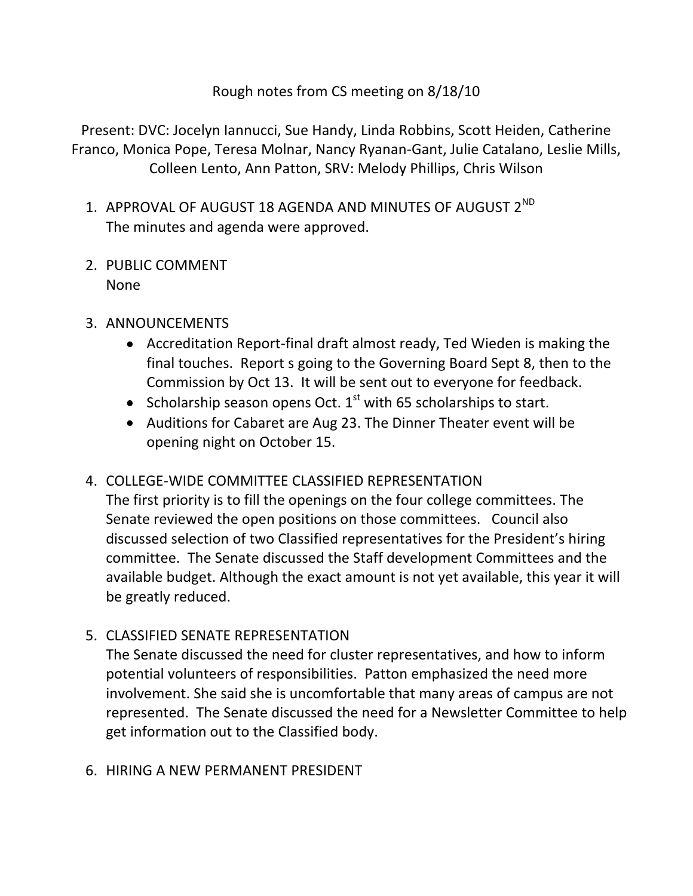Rough notes from CS meeting on 8/18/10

Present: DVC: Jocelyn Iannucci, Sue Handy, Linda Robbins, Scott Heiden, Catherine Franco, Monica Pope, Teresa Molnar, Nancy Ryanan-Gant, Julie Catalano, Leslie Mills, Colleen Lento, Ann Patton, SRV: Melody Phillips, Chris Wilson

1. APPROVAL OF AUGUST 18 AGENDA AND MINUTES OF AUGUST 2ND
   The minutes and agenda were approved.

2. PUBLIC COMMENT
   None

3. ANNOUNCEMENTS
   - Accreditation Report-final draft almost ready, Ted Wieden is making the final touches. Report s going to the Governing Board Sept 8, then to the Commission by Oct 13. It will be sent out to everyone for feedback.
   - Scholarship season opens Oct. 1st with 65 scholarships to start.
   - Auditions for Cabaret are Aug 23. The Dinner Theater event will be opening night on October 15.

4. COLLEGE-WIDE COMMITTEE CLASSIFIED REPRESENTATION
   The first priority is to fill the openings on the four college committees. The Senate reviewed the open positions on those committees. Council also discussed selection of two Classified representatives for the President's hiring committee. The Senate discussed the Staff development Committees and the available budget. Although the exact amount is not yet available, this year it will be greatly reduced.

5. CLASSIFIED SENATE REPRESENTATION
   The Senate discussed the need for cluster representatives, and how to inform potential volunteers of responsibilities. Patton emphasized the need more involvement. She said she is uncomfortable that many areas of campus are not represented. The Senate discussed the need for a Newsletter Committee to help get information out to the Classified body.

6. HIRING A NEW PERMANENT PRESIDENT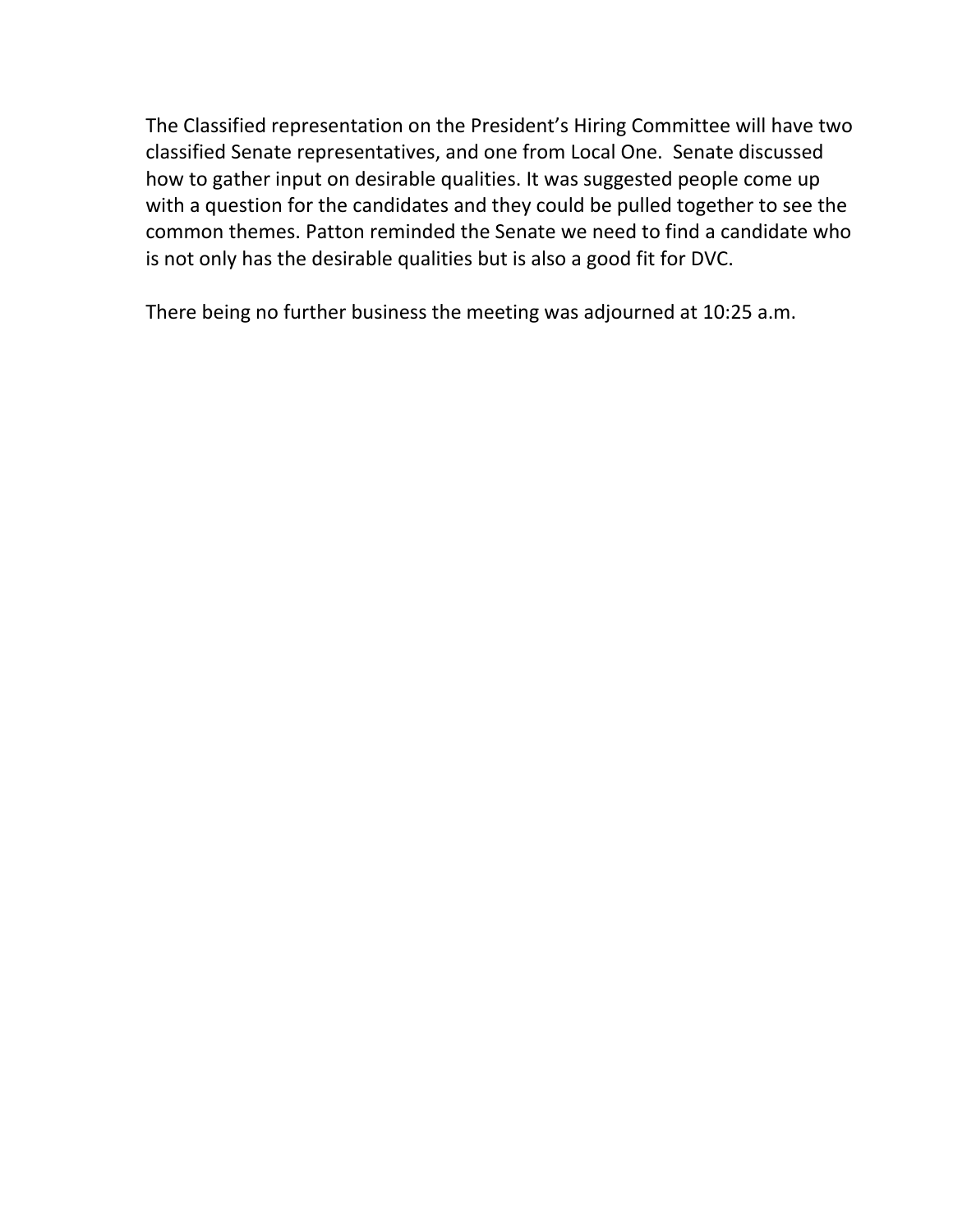The Classified representation on the President's Hiring Committee will have two classified Senate representatives, and one from Local One. Senate discussed how to gather input on desirable qualities. It was suggested people come up with a question for the candidates and they could be pulled together to see the common themes. Patton reminded the Senate we need to find a candidate who is not only has the desirable qualities but is also a good fit for DVC.

There being no further business the meeting was adjourned at 10:25 a.m.